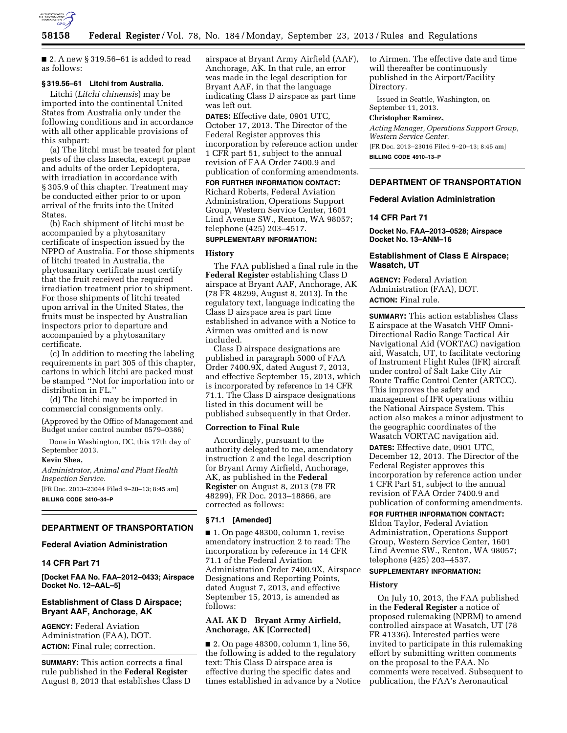■ 2. A new § 319.56–61 is added to read as follows:

**§ 319.56–61 Litchi from Australia.**

Litchi (*Litchi chinensis*) may be imported into the continental United States from Australia only under the following conditions and in accordance with all other applicable provisions of this subpart:

(a) The litchi must be treated for plant pests of the class Insecta, except pupae and adults of the order Lepidoptera, with irradiation in accordance with § 305.9 of this chapter. Treatment may be conducted either prior to or upon arrival of the fruits into the United States.

(b) Each shipment of litchi must be accompanied by a phytosanitary certificate of inspection issued by the NPPO of Australia. For those shipments of litchi treated in Australia, the phytosanitary certificate must certify that the fruit received the required irradiation treatment prior to shipment. For those shipments of litchi treated upon arrival in the United States, the fruits must be inspected by Australian inspectors prior to departure and accompanied by a phytosanitary certificate.

(c) In addition to meeting the labeling requirements in part 305 of this chapter, cartons in which litchi are packed must be stamped ''Not for importation into or distribution in FL.''

(d) The litchi may be imported in commercial consignments only.

(Approved by the Office of Management and Budget under control number 0579–0386)

Done in Washington, DC, this 17th day of September 2013.

**Kevin Shea,**

*Administrator, Animal and Plant Health Inspection Service.*

[FR Doc. 2013–23044 Filed 9–20–13; 8:45 am]

**BILLING CODE 3410–34–P**

---

## DEPARTMENT OF TRANSPORTATION

### Federal Aviation Administration

### 14 CFR Part 71

**[Docket FAA No. FAA–2012–0433; Airspace Docket No. 12–AAL–5]**

### Establishment of Class D Airspace; Bryant AAF, Anchorage, AK

**AGENCY:** Federal Aviation Administration (FAA), DOT.

**ACTION:** Final rule; correction.

**SUMMARY:** This action corrects a final rule published in the **Federal Register** August 8, 2013 that establishes Class D airspace at Bryant Army Airfield (AAF), Anchorage, AK. In that rule, an error was made in the legal description for Bryant AAF, in that the language indicating Class D airspace as part time was left out.

**DATES:** Effective date, 0901 UTC, October 17, 2013. The Director of the Federal Register approves this incorporation by reference action under 1 CFR part 51, subject to the annual revision of FAA Order 7400.9 and publication of conforming amendments.

**FOR FURTHER INFORMATION CONTACT:** Richard Roberts, Federal Aviation Administration, Operations Support Group, Western Service Center, 1601 Lind Avenue SW., Renton, WA 98057; telephone (425) 203–4517.

**SUPPLEMENTARY INFORMATION:**

**History**

The FAA published a final rule in the **Federal Register** establishing Class D airspace at Bryant AAF, Anchorage, AK (78 FR 48299, August 8, 2013). In the regulatory text, language indicating the Class D airspace area is part time established in advance with a Notice to Airmen was omitted and is now included.

Class D airspace designations are published in paragraph 5000 of FAA Order 7400.9X, dated August 7, 2013, and effective September 15, 2013, which is incorporated by reference in 14 CFR 71.1. The Class D airspace designations listed in this document will be published subsequently in that Order.

**Correction to Final Rule**

Accordingly, pursuant to the authority delegated to me, amendatory instruction 2 and the legal description for Bryant Army Airfield, Anchorage, AK, as published in the **Federal Register** on August 8, 2013 (78 FR 48299), FR Doc. 2013–18866, are corrected as follows:

**§ 71.1 [Amended]**

■ 1. On page 48300, column 1, revise amendatory instruction 2 to read: The incorporation by reference in 14 CFR 71.1 of the Federal Aviation Administration Order 7400.9X, Airspace Designations and Reporting Points, dated August 7, 2013, and effective September 15, 2013, is amended as follows:

**AAL AK D Bryant Army Airfield, Anchorage, AK [Corrected]**

■ 2. On page 48300, column 1, line 56, the following is added to the regulatory text: This Class D airspace area is effective during the specific dates and times established in advance by a Notice to Airmen. The effective date and time will thereafter be continuously published in the Airport/Facility Directory.

Issued in Seattle, Washington, on September 11, 2013.

**Christopher Ramirez,**

*Acting Manager, Operations Support Group, Western Service Center.*

[FR Doc. 2013–23016 Filed 9–20–13; 8:45 am]

**BILLING CODE 4910–13–P**

---

## DEPARTMENT OF TRANSPORTATION

### Federal Aviation Administration

### 14 CFR Part 71

**Docket No. FAA–2013–0528; Airspace Docket No. 13–ANM–16**

### Establishment of Class E Airspace; Wasatch, UT

**AGENCY:** Federal Aviation Administration (FAA), DOT.

**ACTION:** Final rule.

**SUMMARY:** This action establishes Class E airspace at the Wasatch VHF Omni-Directional Radio Range Tactical Air Navigational Aid (VORTAC) navigation aid, Wasatch, UT, to facilitate vectoring of Instrument Flight Rules (IFR) aircraft under control of Salt Lake City Air Route Traffic Control Center (ARTCC). This improves the safety and management of IFR operations within the National Airspace System. This action also makes a minor adjustment to the geographic coordinates of the Wasatch VORTAC navigation aid.

**DATES:** Effective date, 0901 UTC, December 12, 2013. The Director of the Federal Register approves this incorporation by reference action under 1 CFR Part 51, subject to the annual revision of FAA Order 7400.9 and publication of conforming amendments.

**FOR FURTHER INFORMATION CONTACT:** Eldon Taylor, Federal Aviation Administration, Operations Support Group, Western Service Center, 1601 Lind Avenue SW., Renton, WA 98057; telephone (425) 203–4537.

**SUPPLEMENTARY INFORMATION:**

**History**

On July 10, 2013, the FAA published in the **Federal Register** a notice of proposed rulemaking (NPRM) to amend controlled airspace at Wasatch, UT (78 FR 41336). Interested parties were invited to participate in this rulemaking effort by submitting written comments on the proposal to the FAA. No comments were received. Subsequent to publication, the FAA's Aeronautical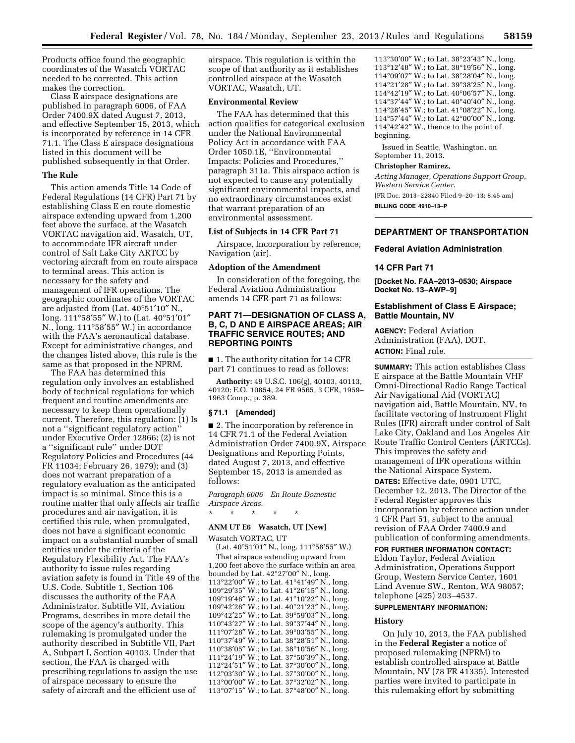Products office found the geographic coordinates of the Wasatch VORTAC needed to be corrected. This action makes the correction.

Class E airspace designations are published in paragraph 6006, of FAA Order 7400.9X dated August 7, 2013, and effective September 15, 2013, which is incorporated by reference in 14 CFR 71.1. The Class E airspace designations listed in this document will be published subsequently in that Order.

## The Rule

This action amends Title 14 Code of Federal Regulations (14 CFR) Part 71 by establishing Class E en route domestic airspace extending upward from 1,200 feet above the surface, at the Wasatch VORTAC navigation aid, Wasatch, UT, to accommodate IFR aircraft under control of Salt Lake City ARTCC by vectoring aircraft from en route airspace to terminal areas. This action is necessary for the safety and management of IFR operations. The geographic coordinates of the VORTAC are adjusted from (Lat. 40°51′10″ N., long. 111°58′55″ W.) to (Lat. 40°51′01″ N., long. 111°58′55″ W.) in accordance with the FAA's aeronautical database. Except for administrative changes, and the changes listed above, this rule is the same as that proposed in the NPRM.

The FAA has determined this regulation only involves an established body of technical regulations for which frequent and routine amendments are necessary to keep them operationally current. Therefore, this regulation: (1) Is not a ''significant regulatory action'' under Executive Order 12866; (2) is not a ''significant rule'' under DOT Regulatory Policies and Procedures (44 FR 11034; February 26, 1979); and (3) does not warrant preparation of a regulatory evaluation as the anticipated impact is so minimal. Since this is a routine matter that only affects air traffic procedures and air navigation, it is certified this rule, when promulgated, does not have a significant economic impact on a substantial number of small entities under the criteria of the Regulatory Flexibility Act. The FAA's authority to issue rules regarding aviation safety is found in Title 49 of the U.S. Code. Subtitle 1, Section 106 discusses the authority of the FAA Administrator. Subtitle VII, Aviation Programs, describes in more detail the scope of the agency's authority. This rulemaking is promulgated under the authority described in Subtitle VII, Part A, Subpart I, Section 40103. Under that section, the FAA is charged with prescribing regulations to assign the use of airspace necessary to ensure the safety of aircraft and the efficient use of airspace. This regulation is within the scope of that authority as it establishes controlled airspace at the Wasatch VORTAC, Wasatch, UT.

## Environmental Review

The FAA has determined that this action qualifies for categorical exclusion under the National Environmental Policy Act in accordance with FAA Order 1050.1E, ''Environmental Impacts: Policies and Procedures,'' paragraph 311a. This airspace action is not expected to cause any potentially significant environmental impacts, and no extraordinary circumstances exist that warrant preparation of an environmental assessment.

## List of Subjects in 14 CFR Part 71

Airspace, Incorporation by reference, Navigation (air).

## Adoption of the Amendment

In consideration of the foregoing, the Federal Aviation Administration amends 14 CFR part 71 as follows:

## PART 71—DESIGNATION OF CLASS A, B, C, D AND E AIRSPACE AREAS; AIR TRAFFIC SERVICE ROUTES; AND REPORTING POINTS

■ 1. The authority citation for 14 CFR part 71 continues to read as follows:

**Authority:** 49 U.S.C. 106(g), 40103, 40113, 40120; E.O. 10854, 24 FR 9565, 3 CFR, 1959–1963 Comp., p. 389.

### § 71.1 [Amended]

■ 2. The incorporation by reference in 14 CFR 71.1 of the Federal Aviation Administration Order 7400.9X, Airspace Designations and Reporting Points, dated August 7, 2013, and effective September 15, 2013 is amended as follows:

*Paragraph 6006 En Route Domestic Airspace Areas.*

\* \* \* \* \*

### ANM UT E6 Wasatch, UT [New]

Wasatch VORTAC, UT

(Lat. 40°51′01″ N., long. 111°58′55″ W.)

That airspace extending upward from 1,200 feet above the surface within an area bounded by Lat. 42°27′00″ N., long. 113°22′00″ W.; to Lat. 41°41′49″ N., long. 109°29′35″ W.; to Lat. 41°26′15″ N., long. 109°19′46″ W.; to Lat. 41°10′22″ N., long. 109°42′26″ W.; to Lat. 40°21′23″ N., long. 109°42′25″ W.; to Lat. 39°59′03″ N., long. 110°43′27″ W.; to Lat. 39°37′44″ N., long. 111°07′28″ W.; to Lat. 39°03′55″ N., long. 110°37′49″ W.; to Lat. 38°28′51″ N., long. 110°38′05″ W.; to Lat. 38°10′56″ N., long. 111°24′19″ W.; to Lat. 37°50′39″ N., long. 112°24′51″ W.; to Lat. 37°30′00″ N., long. 112°03′30″ W.; to Lat. 37°30′00″ N., long. 113°00′00″ W.; to Lat. 37°32′02″ N., long. 113°07′15″ W.; to Lat. 37°48′00″ N., long. 113°30′00″ W.; to Lat. 38°23′43″ N., long. 113°12′48″ W.; to Lat. 38°19′56″ N., long. 114°09′07″ W.; to Lat. 38°28′04″ N., long. 114°21′28″ W.; to Lat. 39°38′25″ N., long. 114°42′19″ W.; to Lat. 40°06′57″ N., long. 114°37′44″ W.; to Lat. 40°40′40″ N., long. 114°28′45″ W.; to Lat. 41°08′22″ N., long. 114°57′44″ W.; to Lat. 42°00′00″ N., long. 114°42′42″ W., thence to the point of beginning.

Issued in Seattle, Washington, on September 11, 2013.

**Christopher Ramirez,**

*Acting Manager, Operations Support Group, Western Service Center.*

[FR Doc. 2013–22840 Filed 9–20–13; 8:45 am]

**BILLING CODE 4910–13–P**

---

## DEPARTMENT OF TRANSPORTATION

## Federal Aviation Administration

## 14 CFR Part 71

**[Docket No. FAA–2013–0530; Airspace Docket No. 13–AWP–9]**

## Establishment of Class E Airspace; Battle Mountain, NV

**AGENCY:** Federal Aviation Administration (FAA), DOT.

**ACTION:** Final rule.

**SUMMARY:** This action establishes Class E airspace at the Battle Mountain VHF Omni-Directional Radio Range Tactical Air Navigational Aid (VORTAC) navigation aid, Battle Mountain, NV, to facilitate vectoring of Instrument Flight Rules (IFR) aircraft under control of Salt Lake City, Oakland and Los Angeles Air Route Traffic Control Centers (ARTCCs). This improves the safety and management of IFR operations within the National Airspace System.

**DATES:** Effective date, 0901 UTC, December 12, 2013. The Director of the Federal Register approves this incorporation by reference action under 1 CFR Part 51, subject to the annual revision of FAA Order 7400.9 and publication of conforming amendments.

**FOR FURTHER INFORMATION CONTACT:** Eldon Taylor, Federal Aviation Administration, Operations Support Group, Western Service Center, 1601 Lind Avenue SW., Renton, WA 98057; telephone (425) 203–4537.

**SUPPLEMENTARY INFORMATION:**

## History

On July 10, 2013, the FAA published in the **Federal Register** a notice of proposed rulemaking (NPRM) to establish controlled airspace at Battle Mountain, NV (78 FR 41335). Interested parties were invited to participate in this rulemaking effort by submitting